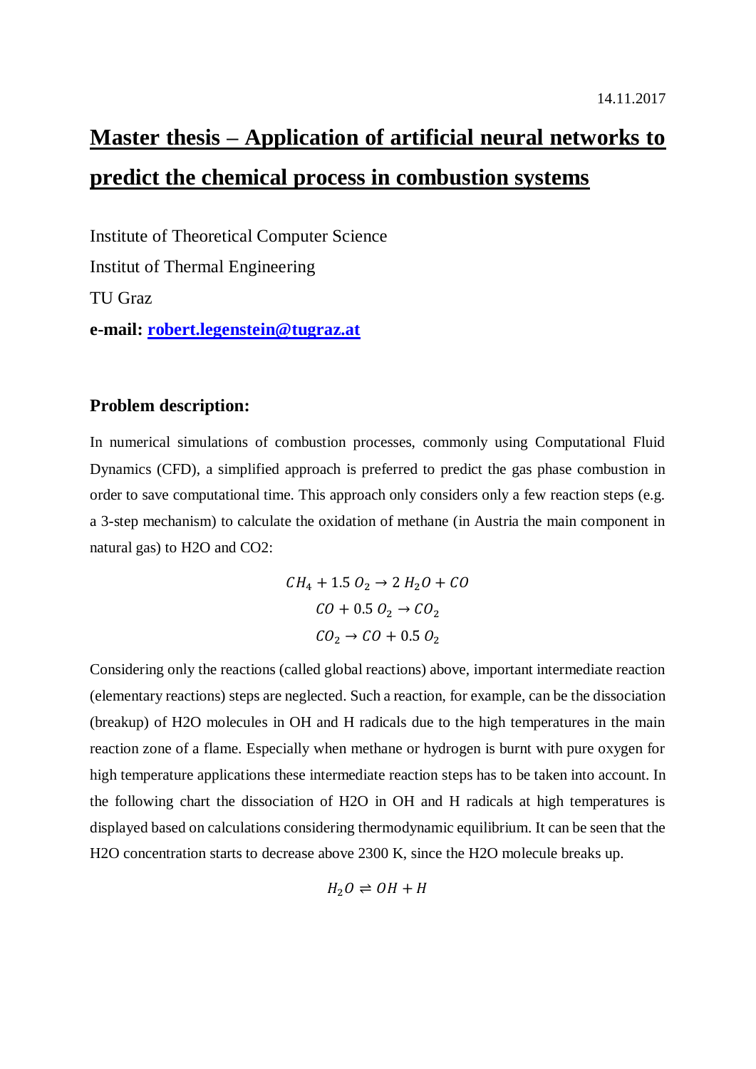14.11.2017

# Master thesis – Application of artificial neural networks to predict the chemical process in combustion systems

Institute of Theoretical Computer Science

Institut of Thermal Engineering

TU Graz

**e-mail: [robert.legenstein@tugraz.at](mailto:robert.legenstein@tugraz.at)**

### Problem description:

In numerical simulations of combustion processes, commonly using Computational Fluid Dynamics (CFD), a simplified approach is preferred to predict the gas phase combustion in order to save computational time. This approach only considers only a few reaction steps (e.g. a 3-step mechanism) to calculate the oxidation of methane (in Austria the main component in natural gas) to H2O and CO2:

$$CH_4 + 1.5\ O_2 \rightarrow 2\ H_2O + CO$$

$$CO + 0.5\ O_2 \rightarrow CO_2$$

$$CO_2 \rightarrow CO + 0.5\ O_2$$

Considering only the reactions (called global reactions) above, important intermediate reaction (elementary reactions) steps are neglected. Such a reaction, for example, can be the dissociation (breakup) of H2O molecules in OH and H radicals due to the high temperatures in the main reaction zone of a flame. Especially when methane or hydrogen is burnt with pure oxygen for high temperature applications these intermediate reaction steps has to be taken into account. In the following chart the dissociation of H2O in OH and H radicals at high temperatures is displayed based on calculations considering thermodynamic equilibrium. It can be seen that the H2O concentration starts to decrease above 2300 K, since the H2O molecule breaks up.

$$H_2O \rightleftharpoons OH + H$$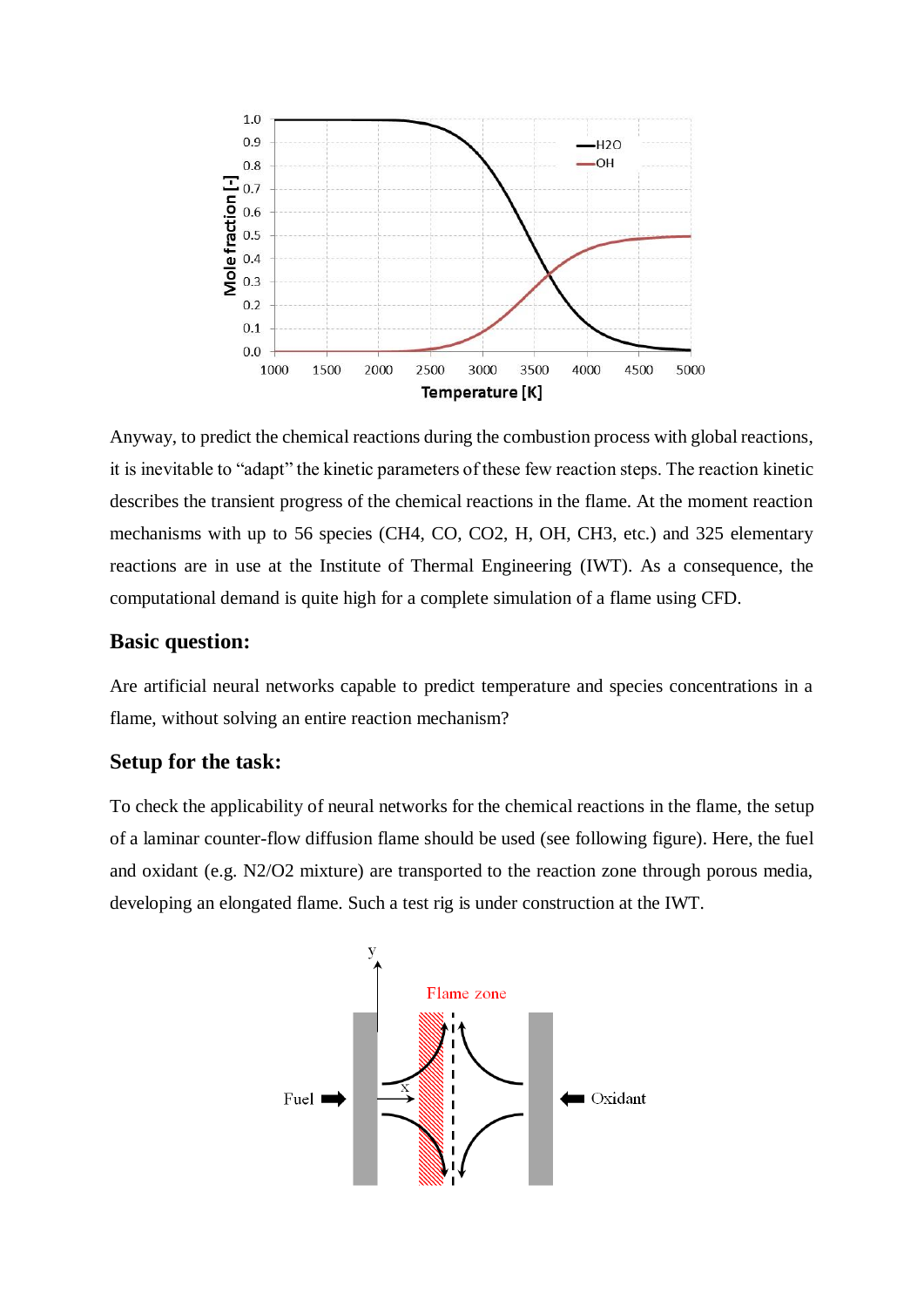Anyway, to predict the chemical reactions during the combustion process with global reactions, it is inevitable to "adapt" the kinetic parameters of these few reaction steps. The reaction kinetic describes the transient progress of the chemical reactions in the flame. At the moment reaction mechanisms with up to 56 species ($CH_4$, CO, $CO_2$, H, OH, $CH_3$, etc.) and 325 elementary reactions are in use at the Institute of Thermal Engineering (IWT). As a consequence, the computational demand is quite high for a complete simulation of a flame using CFD.

## Basic question:

Are artificial neural networks capable to predict temperature and species concentrations in a flame, without solving an entire reaction mechanism?

## Setup for the task:

To check the applicability of neural networks for the chemical reactions in the flame, the setup of a laminar counter-flow diffusion flame should be used (see following figure). Here, the fuel and oxidant (e.g. $N_2/O_2$ mixture) are transported to the reaction zone through porous media, developing an elongated flame. Such a test rig is under construction at the IWT.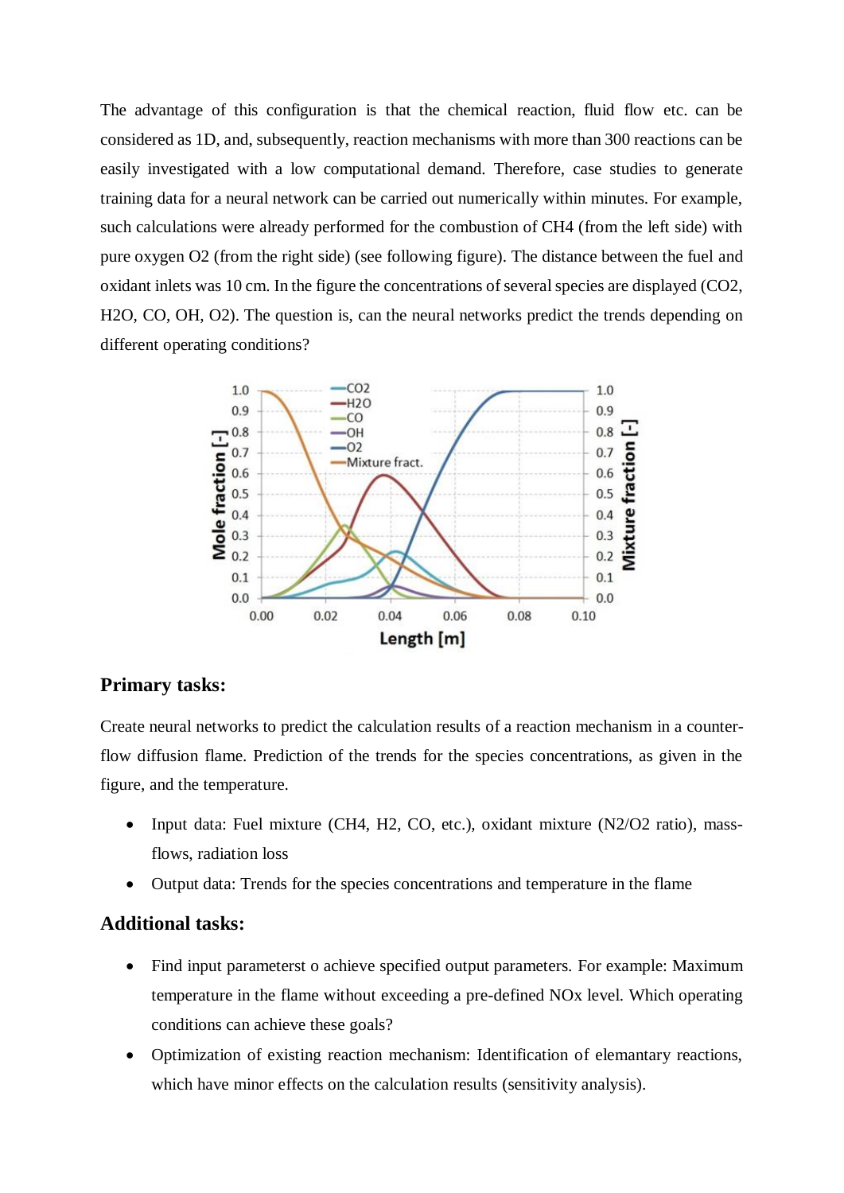The advantage of this configuration is that the chemical reaction, fluid flow etc. can be considered as 1D, and, subsequently, reaction mechanisms with more than 300 reactions can be easily investigated with a low computational demand. Therefore, case studies to generate training data for a neural network can be carried out numerically within minutes. For example, such calculations were already performed for the combustion of CH4 (from the left side) with pure oxygen O2 (from the right side) (see following figure). The distance between the fuel and oxidant inlets was 10 cm. In the figure the concentrations of several species are displayed (CO2, H2O, CO, OH, O2). The question is, can the neural networks predict the trends depending on different operating conditions?

Mole fraction [-]

1.0
0.9
0.8
0.7
0.6
0.5
0.4
0.3
0.2
0.1
0.0

CO2
H2O
CO
OH
O2
Mixture fract.

Mixture fraction [-]

1.0
0.9
0.8
0.7
0.6
0.5
0.4
0.3
0.2
0.1
0.0

0.00 0.02 0.04 0.06 0.08 0.10

Length [m]

## Primary tasks:

Create neural networks to predict the calculation results of a reaction mechanism in a counter-flow diffusion flame. Prediction of the trends for the species concentrations, as given in the figure, and the temperature.

- Input data: Fuel mixture (CH4, H2, CO, etc.), oxidant mixture (N2/O2 ratio), mass-flows, radiation loss
- Output data: Trends for the species concentrations and temperature in the flame

## Additional tasks:

- Find input parameterst o achieve specified output parameters. For example: Maximum temperature in the flame without exceeding a pre-defined NOx level. Which operating conditions can achieve these goals?
- Optimization of existing reaction mechanism: Identification of elemantary reactions, which have minor effects on the calculation results (sensitivity analysis).